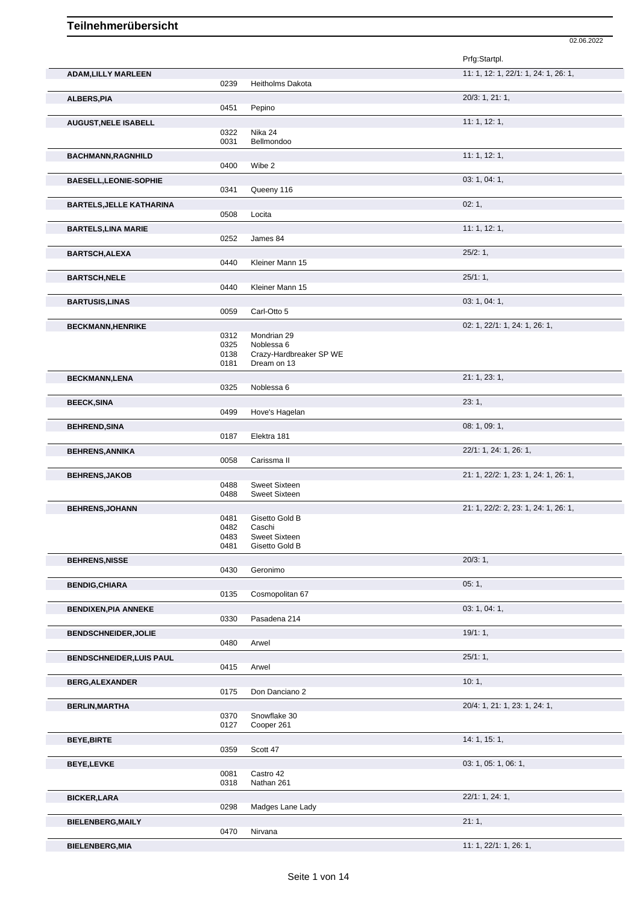# Teilnehmerübersicht

02.06.2022

| Name | Nr. | Pferd | Prfg:Startpl. |
|---|---|---|---|
| **ADAM,LILLY MARLEEN** | | | 11: 1, 12: 1, 22/1: 1, 24: 1, 26: 1, |
| | 0239 | Heitholms Dakota | |
| **ALBERS,PIA** | | | 20/3: 1, 21: 1, |
| | 0451 | Pepino | |
| **AUGUST,NELE ISABELL** | | | 11: 1, 12: 1, |
| | 0322 | Nika 24 | |
| | 0031 | Bellmondoo | |
| **BACHMANN,RAGNHILD** | | | 11: 1, 12: 1, |
| | 0400 | Wibe 2 | |
| **BAESELL,LEONIE-SOPHIE** | | | 03: 1, 04: 1, |
| | 0341 | Queeny 116 | |
| **BARTELS,JELLE KATHARINA** | | | 02: 1, |
| | 0508 | Locita | |
| **BARTELS,LINA MARIE** | | | 11: 1, 12: 1, |
| | 0252 | James 84 | |
| **BARTSCH,ALEXA** | | | 25/2: 1, |
| | 0440 | Kleiner Mann 15 | |
| **BARTSCH,NELE** | | | 25/1: 1, |
| | 0440 | Kleiner Mann 15 | |
| **BARTUSIS,LINAS** | | | 03: 1, 04: 1, |
| | 0059 | Carl-Otto 5 | |
| **BECKMANN,HENRIKE** | | | 02: 1, 22/1: 1, 24: 1, 26: 1, |
| | 0312 | Mondrian 29 | |
| | 0325 | Noblessa 6 | |
| | 0138 | Crazy-Hardbreaker SP WE | |
| | 0181 | Dream on 13 | |
| **BECKMANN,LENA** | | | 21: 1, 23: 1, |
| | 0325 | Noblessa 6 | |
| **BEECK,SINA** | | | 23: 1, |
| | 0499 | Hove's Hagelan | |
| **BEHREND,SINA** | | | 08: 1, 09: 1, |
| | 0187 | Elektra 181 | |
| **BEHRENS,ANNIKA** | | | 22/1: 1, 24: 1, 26: 1, |
| | 0058 | Carissma II | |
| **BEHRENS,JAKOB** | | | 21: 1, 22/2: 1, 23: 1, 24: 1, 26: 1, |
| | 0488 | Sweet Sixteen | |
| | 0488 | Sweet Sixteen | |
| **BEHRENS,JOHANN** | | | 21: 1, 22/2: 2, 23: 1, 24: 1, 26: 1, |
| | 0481 | Gisetto Gold B | |
| | 0482 | Caschi | |
| | 0483 | Sweet Sixteen | |
| | 0481 | Gisetto Gold B | |
| **BEHRENS,NISSE** | | | 20/3: 1, |
| | 0430 | Geronimo | |
| **BENDIG,CHIARA** | | | 05: 1, |
| | 0135 | Cosmopolitan 67 | |
| **BENDIXEN,PIA ANNEKE** | | | 03: 1, 04: 1, |
| | 0330 | Pasadena 214 | |
| **BENDSCHNEIDER,JOLIE** | | | 19/1: 1, |
| | 0480 | Arwel | |
| **BENDSCHNEIDER,LUIS PAUL** | | | 25/1: 1, |
| | 0415 | Arwel | |
| **BERG,ALEXANDER** | | | 10: 1, |
| | 0175 | Don Danciano 2 | |
| **BERLIN,MARTHA** | | | 20/4: 1, 21: 1, 23: 1, 24: 1, |
| | 0370 | Snowflake 30 | |
| | 0127 | Cooper 261 | |
| **BEYE,BIRTE** | | | 14: 1, 15: 1, |
| | 0359 | Scott 47 | |
| **BEYE,LEVKE** | | | 03: 1, 05: 1, 06: 1, |
| | 0081 | Castro 42 | |
| | 0318 | Nathan 261 | |
| **BICKER,LARA** | | | 22/1: 1, 24: 1, |
| | 0298 | Madges Lane Lady | |
| **BIELENBERG,MAILY** | | | 21: 1, |
| | 0470 | Nirvana | |
| **BIELENBERG,MIA** | | | 11: 1, 22/1: 1, 26: 1, |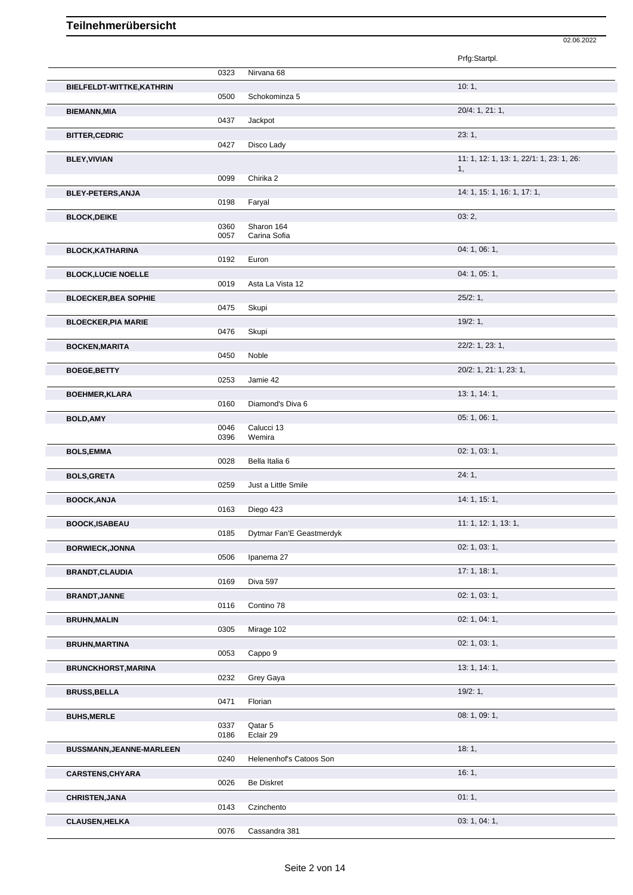# Teilnehmerübersicht

02.06.2022

| Name | Nr. | Pferd | Prfg:Startpl. |
|---|---|---|---|
| | 0323 | Nirvana 68 | |
| **BIELFELDT-WITTKE,KATHRIN** | | | 10: 1, |
| | 0500 | Schokominza 5 | |
| **BIEMANN,MIA** | | | 20/4: 1, 21: 1, |
| | 0437 | Jackpot | |
| **BITTER,CEDRIC** | | | 23: 1, |
| | 0427 | Disco Lady | |
| **BLEY,VIVIAN** | | | 11: 1, 12: 1, 13: 1, 22/1: 1, 23: 1, 26: 1, |
| | 0099 | Chirika 2 | |
| **BLEY-PETERS,ANJA** | | | 14: 1, 15: 1, 16: 1, 17: 1, |
| | 0198 | Faryal | |
| **BLOCK,DEIKE** | | | 03: 2, |
| | 0360 | Sharon 164 | |
| | 0057 | Carina Sofia | |
| **BLOCK,KATHARINA** | | | 04: 1, 06: 1, |
| | 0192 | Euron | |
| **BLOCK,LUCIE NOELLE** | | | 04: 1, 05: 1, |
| | 0019 | Asta La Vista 12 | |
| **BLOECKER,BEA SOPHIE** | | | 25/2: 1, |
| | 0475 | Skupi | |
| **BLOECKER,PIA MARIE** | | | 19/2: 1, |
| | 0476 | Skupi | |
| **BOCKEN,MARITA** | | | 22/2: 1, 23: 1, |
| | 0450 | Noble | |
| **BOEGE,BETTY** | | | 20/2: 1, 21: 1, 23: 1, |
| | 0253 | Jamie 42 | |
| **BOEHMER,KLARA** | | | 13: 1, 14: 1, |
| | 0160 | Diamond's Diva 6 | |
| **BOLD,AMY** | | | 05: 1, 06: 1, |
| | 0046 | Calucci 13 | |
| | 0396 | Wemira | |
| **BOLS,EMMA** | | | 02: 1, 03: 1, |
| | 0028 | Bella Italia 6 | |
| **BOLS,GRETA** | | | 24: 1, |
| | 0259 | Just a Little Smile | |
| **BOOCK,ANJA** | | | 14: 1, 15: 1, |
| | 0163 | Diego 423 | |
| **BOOCK,ISABEAU** | | | 11: 1, 12: 1, 13: 1, |
| | 0185 | Dytmar Fan'E Geastmerdyk | |
| **BORWIECK,JONNA** | | | 02: 1, 03: 1, |
| | 0506 | Ipanema 27 | |
| **BRANDT,CLAUDIA** | | | 17: 1, 18: 1, |
| | 0169 | Diva 597 | |
| **BRANDT,JANNE** | | | 02: 1, 03: 1, |
| | 0116 | Contino 78 | |
| **BRUHN,MALIN** | | | 02: 1, 04: 1, |
| | 0305 | Mirage 102 | |
| **BRUHN,MARTINA** | | | 02: 1, 03: 1, |
| | 0053 | Cappo 9 | |
| **BRUNCKHORST,MARINA** | | | 13: 1, 14: 1, |
| | 0232 | Grey Gaya | |
| **BRUSS,BELLA** | | | 19/2: 1, |
| | 0471 | Florian | |
| **BUHS,MERLE** | | | 08: 1, 09: 1, |
| | 0337 | Qatar 5 | |
| | 0186 | Eclair 29 | |
| **BUSSMANN,JEANNE-MARLEEN** | | | 18: 1, |
| | 0240 | Helenenhof's Catoos Son | |
| **CARSTENS,CHYARA** | | | 16: 1, |
| | 0026 | Be Diskret | |
| **CHRISTEN,JANA** | | | 01: 1, |
| | 0143 | Czinchento | |
| **CLAUSEN,HELKA** | | | 03: 1, 04: 1, |
| | 0076 | Cassandra 381 | |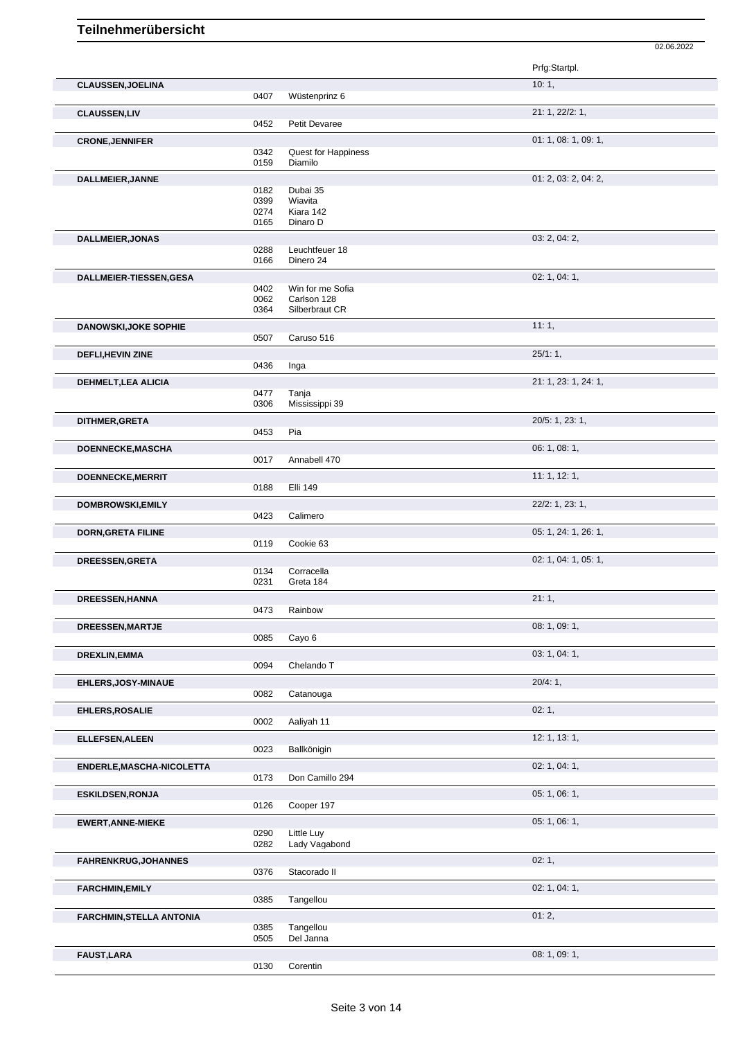# Teilnehmerübersicht

02.06.2022

| Teilnehmer | Nr. | Pferd | Prfg:Startpl. |
|---|---|---|---|
| **CLAUSSEN,JOELINA** | | | 10: 1, |
| | 0407 | Wüstenprinz 6 | |
| **CLAUSSEN,LIV** | | | 21: 1, 22/2: 1, |
| | 0452 | Petit Devaree | |
| **CRONE,JENNIFER** | | | 01: 1, 08: 1, 09: 1, |
| | 0342 | Quest for Happiness | |
| | 0159 | Diamilo | |
| **DALLMEIER,JANNE** | | | 01: 2, 03: 2, 04: 2, |
| | 0182 | Dubai 35 | |
| | 0399 | Wiavita | |
| | 0274 | Kiara 142 | |
| | 0165 | Dinaro D | |
| **DALLMEIER,JONAS** | | | 03: 2, 04: 2, |
| | 0288 | Leuchtfeuer 18 | |
| | 0166 | Dinero 24 | |
| **DALLMEIER-TIESSEN,GESA** | | | 02: 1, 04: 1, |
| | 0402 | Win for me Sofia | |
| | 0062 | Carlson 128 | |
| | 0364 | Silberbraut CR | |
| **DANOWSKI,JOKE SOPHIE** | | | 11: 1, |
| | 0507 | Caruso 516 | |
| **DEFLI,HEVIN ZINE** | | | 25/1: 1, |
| | 0436 | Inga | |
| **DEHMELT,LEA ALICIA** | | | 21: 1, 23: 1, 24: 1, |
| | 0477 | Tanja | |
| | 0306 | Mississippi 39 | |
| **DITHMER,GRETA** | | | 20/5: 1, 23: 1, |
| | 0453 | Pia | |
| **DOENNECKE,MASCHA** | | | 06: 1, 08: 1, |
| | 0017 | Annabell 470 | |
| **DOENNECKE,MERRIT** | | | 11: 1, 12: 1, |
| | 0188 | Elli 149 | |
| **DOMBROWSKI,EMILY** | | | 22/2: 1, 23: 1, |
| | 0423 | Calimero | |
| **DORN,GRETA FILINE** | | | 05: 1, 24: 1, 26: 1, |
| | 0119 | Cookie 63 | |
| **DREESSEN,GRETA** | | | 02: 1, 04: 1, 05: 1, |
| | 0134 | Corracella | |
| | 0231 | Greta 184 | |
| **DREESSEN,HANNA** | | | 21: 1, |
| | 0473 | Rainbow | |
| **DREESSEN,MARTJE** | | | 08: 1, 09: 1, |
| | 0085 | Cayo 6 | |
| **DREXLIN,EMMA** | | | 03: 1, 04: 1, |
| | 0094 | Chelando T | |
| **EHLERS,JOSY-MINAUE** | | | 20/4: 1, |
| | 0082 | Catanouga | |
| **EHLERS,ROSALIE** | | | 02: 1, |
| | 0002 | Aaliyah 11 | |
| **ELLEFSEN,ALEEN** | | | 12: 1, 13: 1, |
| | 0023 | Ballkönigin | |
| **ENDERLE,MASCHA-NICOLETTA** | | | 02: 1, 04: 1, |
| | 0173 | Don Camillo 294 | |
| **ESKILDSEN,RONJA** | | | 05: 1, 06: 1, |
| | 0126 | Cooper 197 | |
| **EWERT,ANNE-MIEKE** | | | 05: 1, 06: 1, |
| | 0290 | Little Luy | |
| | 0282 | Lady Vagabond | |
| **FAHRENKRUG,JOHANNES** | | | 02: 1, |
| | 0376 | Stacorado II | |
| **FARCHMIN,EMILY** | | | 02: 1, 04: 1, |
| | 0385 | Tangellou | |
| **FARCHMIN,STELLA ANTONIA** | | | 01: 2, |
| | 0385 | Tangellou | |
| | 0505 | Del Janna | |
| **FAUST,LARA** | | | 08: 1, 09: 1, |
| | 0130 | Corentin | |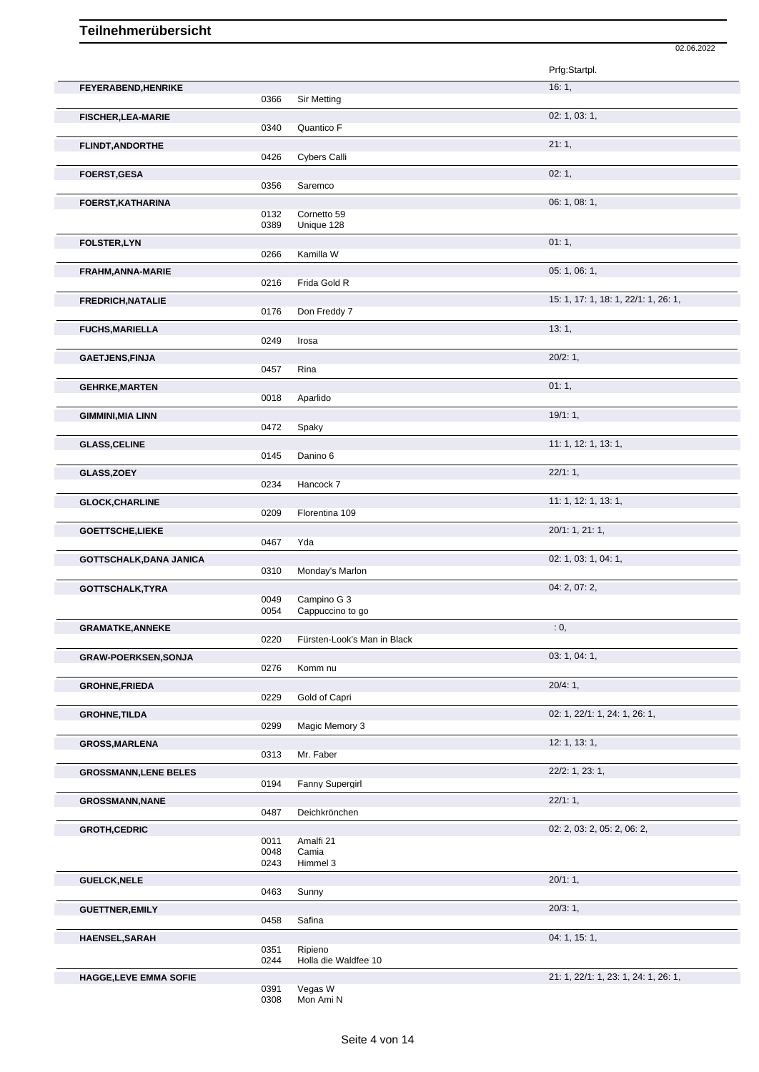# Teilnehmerübersicht

02.06.2022

| Name | Nr. | Pferd | Prfg:Startpl. |
|---|---|---|---|
| **FEYERABEND,HENRIKE** | | | 16: 1, |
| | 0366 | Sir Metting | |
| **FISCHER,LEA-MARIE** | | | 02: 1, 03: 1, |
| | 0340 | Quantico F | |
| **FLINDT,ANDORTHE** | | | 21: 1, |
| | 0426 | Cybers Calli | |
| **FOERST,GESA** | | | 02: 1, |
| | 0356 | Saremco | |
| **FOERST,KATHARINA** | | | 06: 1, 08: 1, |
| | 0132 | Cornetto 59 | |
| | 0389 | Unique 128 | |
| **FOLSTER,LYN** | | | 01: 1, |
| | 0266 | Kamilla W | |
| **FRAHM,ANNA-MARIE** | | | 05: 1, 06: 1, |
| | 0216 | Frida Gold R | |
| **FREDRICH,NATALIE** | | | 15: 1, 17: 1, 18: 1, 22/1: 1, 26: 1, |
| | 0176 | Don Freddy 7 | |
| **FUCHS,MARIELLA** | | | 13: 1, |
| | 0249 | Irosa | |
| **GAETJENS,FINJA** | | | 20/2: 1, |
| | 0457 | Rina | |
| **GEHRKE,MARTEN** | | | 01: 1, |
| | 0018 | Aparlido | |
| **GIMMINI,MIA LINN** | | | 19/1: 1, |
| | 0472 | Spaky | |
| **GLASS,CELINE** | | | 11: 1, 12: 1, 13: 1, |
| | 0145 | Danino 6 | |
| **GLASS,ZOEY** | | | 22/1: 1, |
| | 0234 | Hancock 7 | |
| **GLOCK,CHARLINE** | | | 11: 1, 12: 1, 13: 1, |
| | 0209 | Florentina 109 | |
| **GOETTSCHE,LIEKE** | | | 20/1: 1, 21: 1, |
| | 0467 | Yda | |
| **GOTTSCHALK,DANA JANICA** | | | 02: 1, 03: 1, 04: 1, |
| | 0310 | Monday's Marlon | |
| **GOTTSCHALK,TYRA** | | | 04: 2, 07: 2, |
| | 0049 | Campino G 3 | |
| | 0054 | Cappuccino to go | |
| **GRAMATKE,ANNEKE** | | | : 0, |
| | 0220 | Fürsten-Look's Man in Black | |
| **GRAW-POERKSEN,SONJA** | | | 03: 1, 04: 1, |
| | 0276 | Komm nu | |
| **GROHNE,FRIEDA** | | | 20/4: 1, |
| | 0229 | Gold of Capri | |
| **GROHNE,TILDA** | | | 02: 1, 22/1: 1, 24: 1, 26: 1, |
| | 0299 | Magic Memory 3 | |
| **GROSS,MARLENA** | | | 12: 1, 13: 1, |
| | 0313 | Mr. Faber | |
| **GROSSMANN,LENE BELES** | | | 22/2: 1, 23: 1, |
| | 0194 | Fanny Supergirl | |
| **GROSSMANN,NANE** | | | 22/1: 1, |
| | 0487 | Deichkrönchen | |
| **GROTH,CEDRIC** | | | 02: 2, 03: 2, 05: 2, 06: 2, |
| | 0011 | Amalfi 21 | |
| | 0048 | Camia | |
| | 0243 | Himmel 3 | |
| **GUELCK,NELE** | | | 20/1: 1, |
| | 0463 | Sunny | |
| **GUETTNER,EMILY** | | | 20/3: 1, |
| | 0458 | Safina | |
| **HAENSEL,SARAH** | | | 04: 1, 15: 1, |
| | 0351 | Ripieno | |
| | 0244 | Holla die Waldfee 10 | |
| **HAGGE,LEVE EMMA SOFIE** | | | 21: 1, 22/1: 1, 23: 1, 24: 1, 26: 1, |
| | 0391 | Vegas W | |
| | 0308 | Mon Ami N | |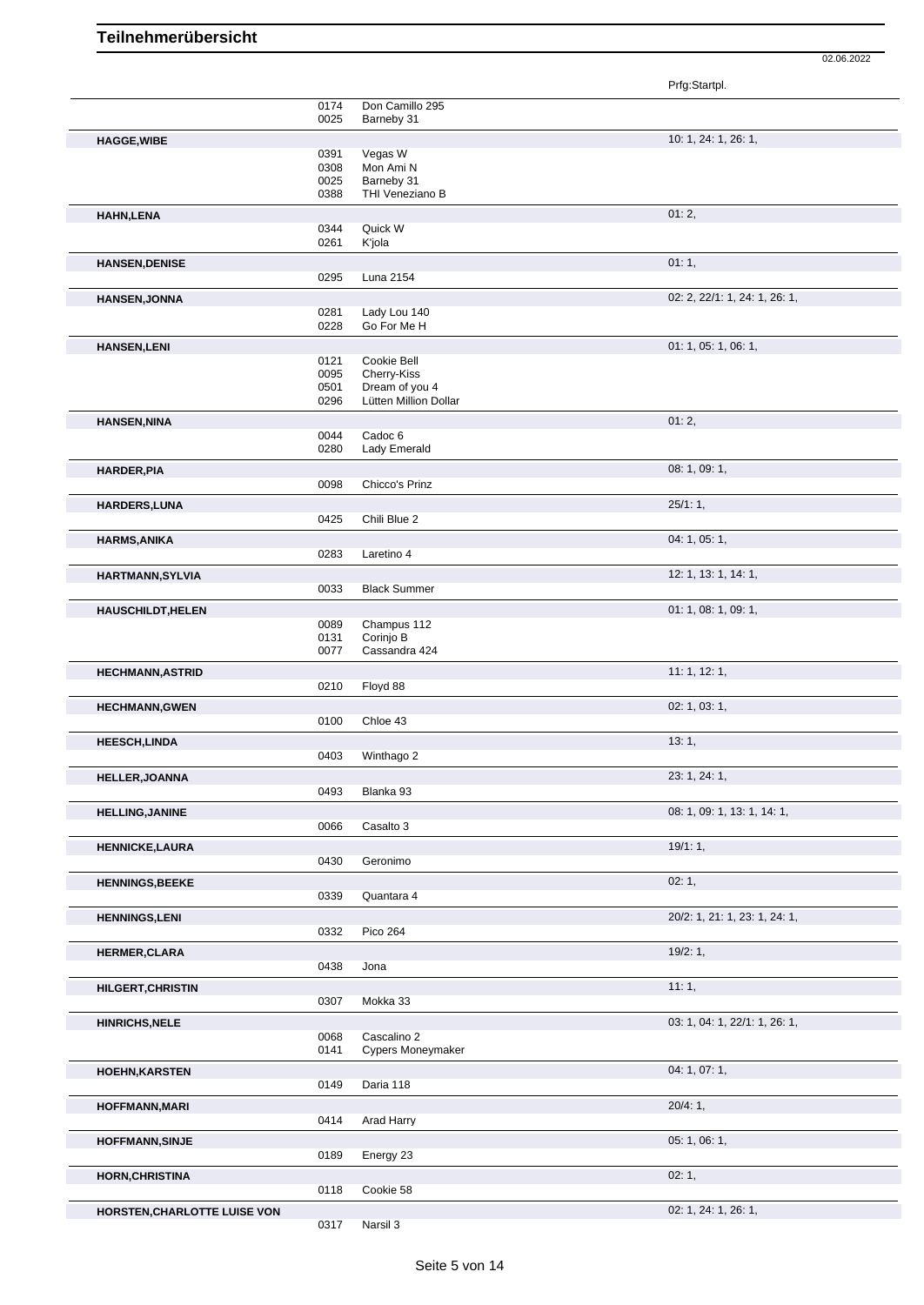# Teilnehmerübersicht

02.06.2022

| Name | Nr. | Pferd | Prfg:Startpl. |
|---|---|---|---|
| | 0174 | Don Camillo 295 | |
| | 0025 | Barneby 31 | |
| **HAGGE,WIBE** | | | 10: 1, 24: 1, 26: 1, |
| | 0391 | Vegas W | |
| | 0308 | Mon Ami N | |
| | 0025 | Barneby 31 | |
| | 0388 | THI Veneziano B | |
| **HAHN,LENA** | | | 01: 2, |
| | 0344 | Quick W | |
| | 0261 | K'jola | |
| **HANSEN,DENISE** | | | 01: 1, |
| | 0295 | Luna 2154 | |
| **HANSEN,JONNA** | | | 02: 2, 22/1: 1, 24: 1, 26: 1, |
| | 0281 | Lady Lou 140 | |
| | 0228 | Go For Me H | |
| **HANSEN,LENI** | | | 01: 1, 05: 1, 06: 1, |
| | 0121 | Cookie Bell | |
| | 0095 | Cherry-Kiss | |
| | 0501 | Dream of you 4 | |
| | 0296 | Lütten Million Dollar | |
| **HANSEN,NINA** | | | 01: 2, |
| | 0044 | Cadoc 6 | |
| | 0280 | Lady Emerald | |
| **HARDER,PIA** | | | 08: 1, 09: 1, |
| | 0098 | Chicco's Prinz | |
| **HARDERS,LUNA** | | | 25/1: 1, |
| | 0425 | Chili Blue 2 | |
| **HARMS,ANIKA** | | | 04: 1, 05: 1, |
| | 0283 | Laretino 4 | |
| **HARTMANN,SYLVIA** | | | 12: 1, 13: 1, 14: 1, |
| | 0033 | Black Summer | |
| **HAUSCHILDT,HELEN** | | | 01: 1, 08: 1, 09: 1, |
| | 0089 | Champus 112 | |
| | 0131 | Corinjo B | |
| | 0077 | Cassandra 424 | |
| **HECHMANN,ASTRID** | | | 11: 1, 12: 1, |
| | 0210 | Floyd 88 | |
| **HECHMANN,GWEN** | | | 02: 1, 03: 1, |
| | 0100 | Chloe 43 | |
| **HEESCH,LINDA** | | | 13: 1, |
| | 0403 | Winthago 2 | |
| **HELLER,JOANNA** | | | 23: 1, 24: 1, |
| | 0493 | Blanka 93 | |
| **HELLING,JANINE** | | | 08: 1, 09: 1, 13: 1, 14: 1, |
| | 0066 | Casalto 3 | |
| **HENNICKE,LAURA** | | | 19/1: 1, |
| | 0430 | Geronimo | |
| **HENNINGS,BEEKE** | | | 02: 1, |
| | 0339 | Quantara 4 | |
| **HENNINGS,LENI** | | | 20/2: 1, 21: 1, 23: 1, 24: 1, |
| | 0332 | Pico 264 | |
| **HERMER,CLARA** | | | 19/2: 1, |
| | 0438 | Jona | |
| **HILGERT,CHRISTIN** | | | 11: 1, |
| | 0307 | Mokka 33 | |
| **HINRICHS,NELE** | | | 03: 1, 04: 1, 22/1: 1, 26: 1, |
| | 0068 | Cascalino 2 | |
| | 0141 | Cypers Moneymaker | |
| **HOEHN,KARSTEN** | | | 04: 1, 07: 1, |
| | 0149 | Daria 118 | |
| **HOFFMANN,MARI** | | | 20/4: 1, |
| | 0414 | Arad Harry | |
| **HOFFMANN,SINJE** | | | 05: 1, 06: 1, |
| | 0189 | Energy 23 | |
| **HORN,CHRISTINA** | | | 02: 1, |
| | 0118 | Cookie 58 | |
| **HORSTEN,CHARLOTTE LUISE VON** | | | 02: 1, 24: 1, 26: 1, |
| | 0317 | Narsil 3 | |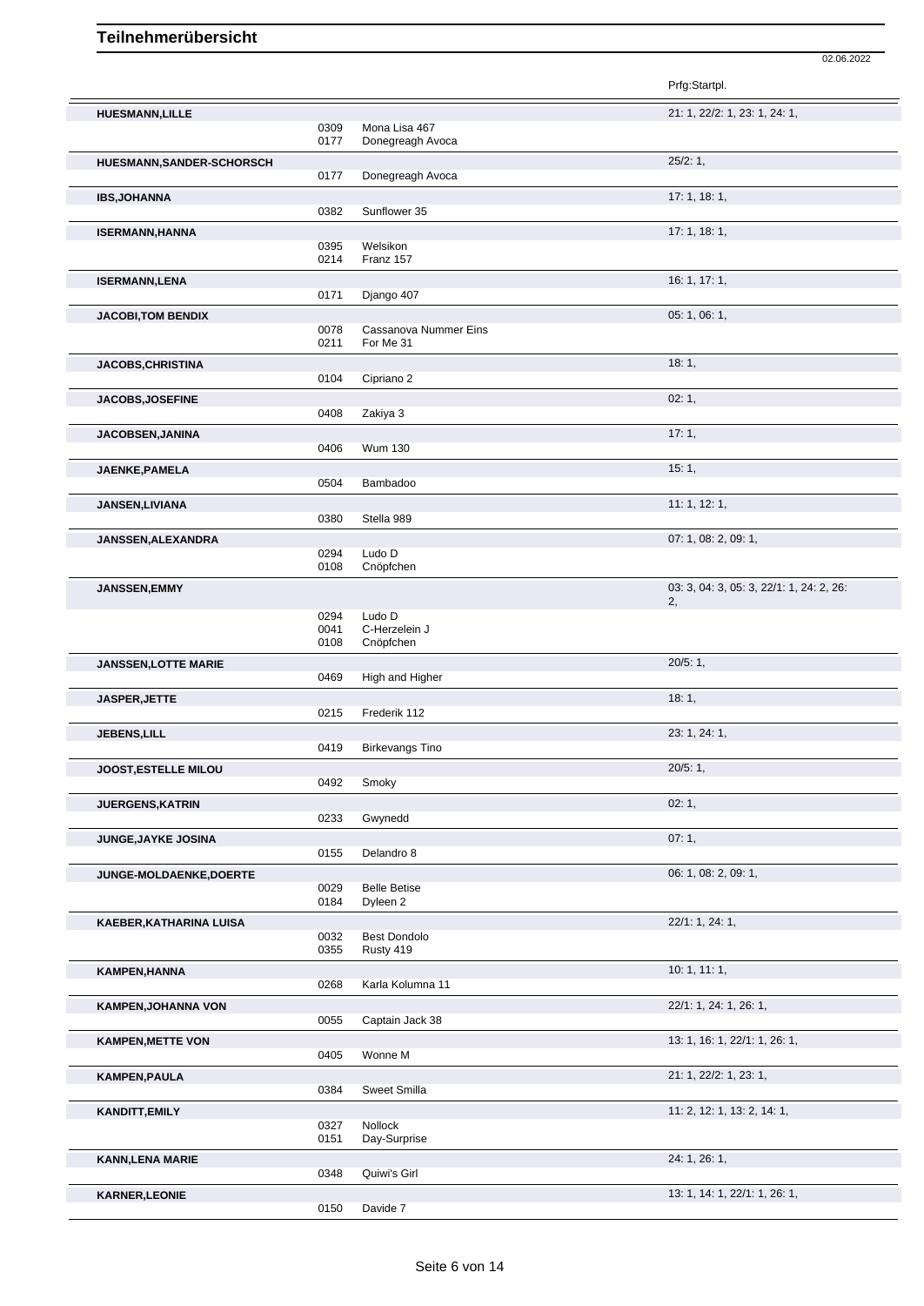# Teilnehmerübersicht

02.06.2022

| Name | Nr. | Pferd | Prfg:Startpl. |
|---|---|---|---|
| **HUESMANN,LILLE** | | | 21: 1, 22/2: 1, 23: 1, 24: 1, |
| | 0309 | Mona Lisa 467 | |
| | 0177 | Donegreagh Avoca | |
| **HUESMANN,SANDER-SCHORSCH** | | | 25/2: 1, |
| | 0177 | Donegreagh Avoca | |
| **IBS,JOHANNA** | | | 17: 1, 18: 1, |
| | 0382 | Sunflower 35 | |
| **ISERMANN,HANNA** | | | 17: 1, 18: 1, |
| | 0395 | Welsikon | |
| | 0214 | Franz 157 | |
| **ISERMANN,LENA** | | | 16: 1, 17: 1, |
| | 0171 | Django 407 | |
| **JACOBI,TOM BENDIX** | | | 05: 1, 06: 1, |
| | 0078 | Cassanova Nummer Eins | |
| | 0211 | For Me 31 | |
| **JACOBS,CHRISTINA** | | | 18: 1, |
| | 0104 | Cipriano 2 | |
| **JACOBS,JOSEFINE** | | | 02: 1, |
| | 0408 | Zakiya 3 | |
| **JACOBSEN,JANINA** | | | 17: 1, |
| | 0406 | Wum 130 | |
| **JAENKE,PAMELA** | | | 15: 1, |
| | 0504 | Bambadoo | |
| **JANSEN,LIVIANA** | | | 11: 1, 12: 1, |
| | 0380 | Stella 989 | |
| **JANSSEN,ALEXANDRA** | | | 07: 1, 08: 2, 09: 1, |
| | 0294 | Ludo D | |
| | 0108 | Cnöpfchen | |
| **JANSSEN,EMMY** | | | 03: 3, 04: 3, 05: 3, 22/1: 1, 24: 2, 26: 2, |
| | 0294 | Ludo D | |
| | 0041 | C-Herzelein J | |
| | 0108 | Cnöpfchen | |
| **JANSSEN,LOTTE MARIE** | | | 20/5: 1, |
| | 0469 | High and Higher | |
| **JASPER,JETTE** | | | 18: 1, |
| | 0215 | Frederik 112 | |
| **JEBENS,LILL** | | | 23: 1, 24: 1, |
| | 0419 | Birkevangs Tino | |
| **JOOST,ESTELLE MILOU** | | | 20/5: 1, |
| | 0492 | Smoky | |
| **JUERGENS,KATRIN** | | | 02: 1, |
| | 0233 | Gwynedd | |
| **JUNGE,JAYKE JOSINA** | | | 07: 1, |
| | 0155 | Delandro 8 | |
| **JUNGE-MOLDAENKE,DOERTE** | | | 06: 1, 08: 2, 09: 1, |
| | 0029 | Belle Betise | |
| | 0184 | Dyleen 2 | |
| **KAEBER,KATHARINA LUISA** | | | 22/1: 1, 24: 1, |
| | 0032 | Best Dondolo | |
| | 0355 | Rusty 419 | |
| **KAMPEN,HANNA** | | | 10: 1, 11: 1, |
| | 0268 | Karla Kolumna 11 | |
| **KAMPEN,JOHANNA VON** | | | 22/1: 1, 24: 1, 26: 1, |
| | 0055 | Captain Jack 38 | |
| **KAMPEN,METTE VON** | | | 13: 1, 16: 1, 22/1: 1, 26: 1, |
| | 0405 | Wonne M | |
| **KAMPEN,PAULA** | | | 21: 1, 22/2: 1, 23: 1, |
| | 0384 | Sweet Smilla | |
| **KANDITT,EMILY** | | | 11: 2, 12: 1, 13: 2, 14: 1, |
| | 0327 | Nollock | |
| | 0151 | Day-Surprise | |
| **KANN,LENA MARIE** | | | 24: 1, 26: 1, |
| | 0348 | Quiwi's Girl | |
| **KARNER,LEONIE** | | | 13: 1, 14: 1, 22/1: 1, 26: 1, |
| | 0150 | Davide 7 | |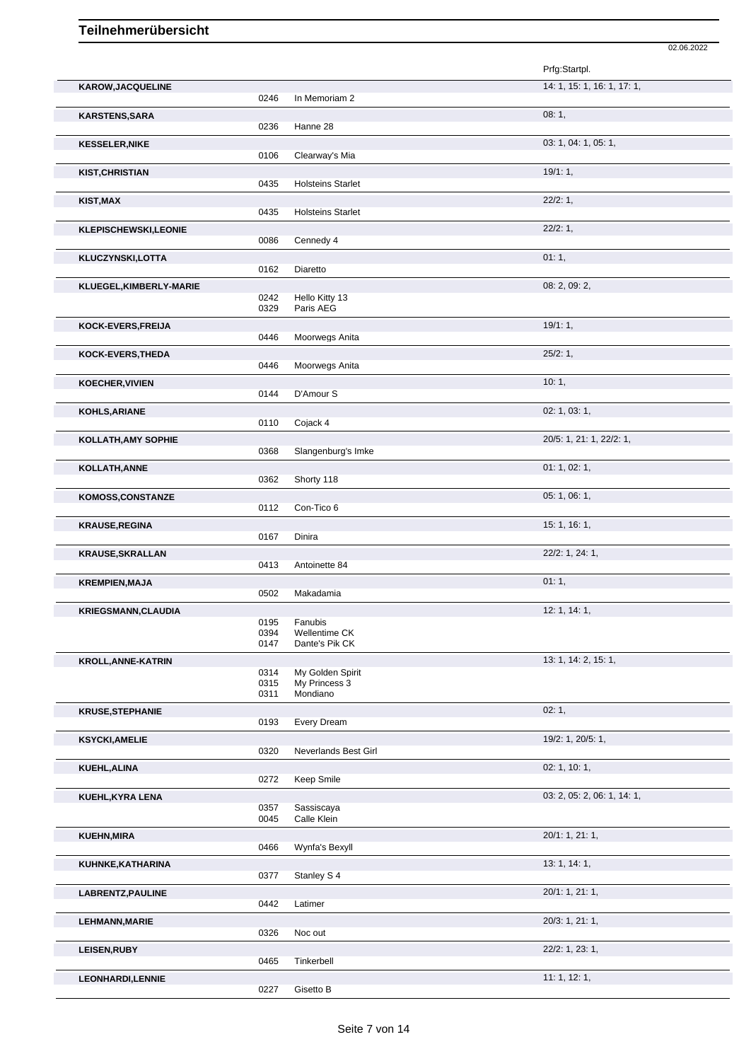# Teilnehmerübersicht

02.06.2022

| Name | Nr. | Pferd | Prfg:Startpl. |
| --- | --- | --- | --- |
| **KAROW,JACQUELINE** | | | 14: 1, 15: 1, 16: 1, 17: 1, |
| | 0246 | In Memoriam 2 | |
| **KARSTENS,SARA** | | | 08: 1, |
| | 0236 | Hanne 28 | |
| **KESSELER,NIKE** | | | 03: 1, 04: 1, 05: 1, |
| | 0106 | Clearway's Mia | |
| **KIST,CHRISTIAN** | | | 19/1: 1, |
| | 0435 | Holsteins Starlet | |
| **KIST,MAX** | | | 22/2: 1, |
| | 0435 | Holsteins Starlet | |
| **KLEPISCHEWSKI,LEONIE** | | | 22/2: 1, |
| | 0086 | Cennedy 4 | |
| **KLUCZYNSKI,LOTTA** | | | 01: 1, |
| | 0162 | Diaretto | |
| **KLUEGEL,KIMBERLY-MARIE** | | | 08: 2, 09: 2, |
| | 0242 | Hello Kitty 13 | |
| | 0329 | Paris AEG | |
| **KOCK-EVERS,FREIJA** | | | 19/1: 1, |
| | 0446 | Moorwegs Anita | |
| **KOCK-EVERS,THEDA** | | | 25/2: 1, |
| | 0446 | Moorwegs Anita | |
| **KOECHER,VIVIEN** | | | 10: 1, |
| | 0144 | D'Amour S | |
| **KOHLS,ARIANE** | | | 02: 1, 03: 1, |
| | 0110 | Cojack 4 | |
| **KOLLATH,AMY SOPHIE** | | | 20/5: 1, 21: 1, 22/2: 1, |
| | 0368 | Slangenburg's Imke | |
| **KOLLATH,ANNE** | | | 01: 1, 02: 1, |
| | 0362 | Shorty 118 | |
| **KOMOSS,CONSTANZE** | | | 05: 1, 06: 1, |
| | 0112 | Con-Tico 6 | |
| **KRAUSE,REGINA** | | | 15: 1, 16: 1, |
| | 0167 | Dinira | |
| **KRAUSE,SKRALLAN** | | | 22/2: 1, 24: 1, |
| | 0413 | Antoinette 84 | |
| **KREMPIEN,MAJA** | | | 01: 1, |
| | 0502 | Makadamia | |
| **KRIEGSMANN,CLAUDIA** | | | 12: 1, 14: 1, |
| | 0195 | Fanubis | |
| | 0394 | Wellentime CK | |
| | 0147 | Dante's Pik CK | |
| **KROLL,ANNE-KATRIN** | | | 13: 1, 14: 2, 15: 1, |
| | 0314 | My Golden Spirit | |
| | 0315 | My Princess 3 | |
| | 0311 | Mondiano | |
| **KRUSE,STEPHANIE** | | | 02: 1, |
| | 0193 | Every Dream | |
| **KSYCKI,AMELIE** | | | 19/2: 1, 20/5: 1, |
| | 0320 | Neverlands Best Girl | |
| **KUEHL,ALINA** | | | 02: 1, 10: 1, |
| | 0272 | Keep Smile | |
| **KUEHL,KYRA LENA** | | | 03: 2, 05: 2, 06: 1, 14: 1, |
| | 0357 | Sassiscaya | |
| | 0045 | Calle Klein | |
| **KUEHN,MIRA** | | | 20/1: 1, 21: 1, |
| | 0466 | Wynfa's Bexyll | |
| **KUHNKE,KATHARINA** | | | 13: 1, 14: 1, |
| | 0377 | Stanley S 4 | |
| **LABRENTZ,PAULINE** | | | 20/1: 1, 21: 1, |
| | 0442 | Latimer | |
| **LEHMANN,MARIE** | | | 20/3: 1, 21: 1, |
| | 0326 | Noc out | |
| **LEISEN,RUBY** | | | 22/2: 1, 23: 1, |
| | 0465 | Tinkerbell | |
| **LEONHARDI,LENNIE** | | | 11: 1, 12: 1, |
| | 0227 | Gisetto B | |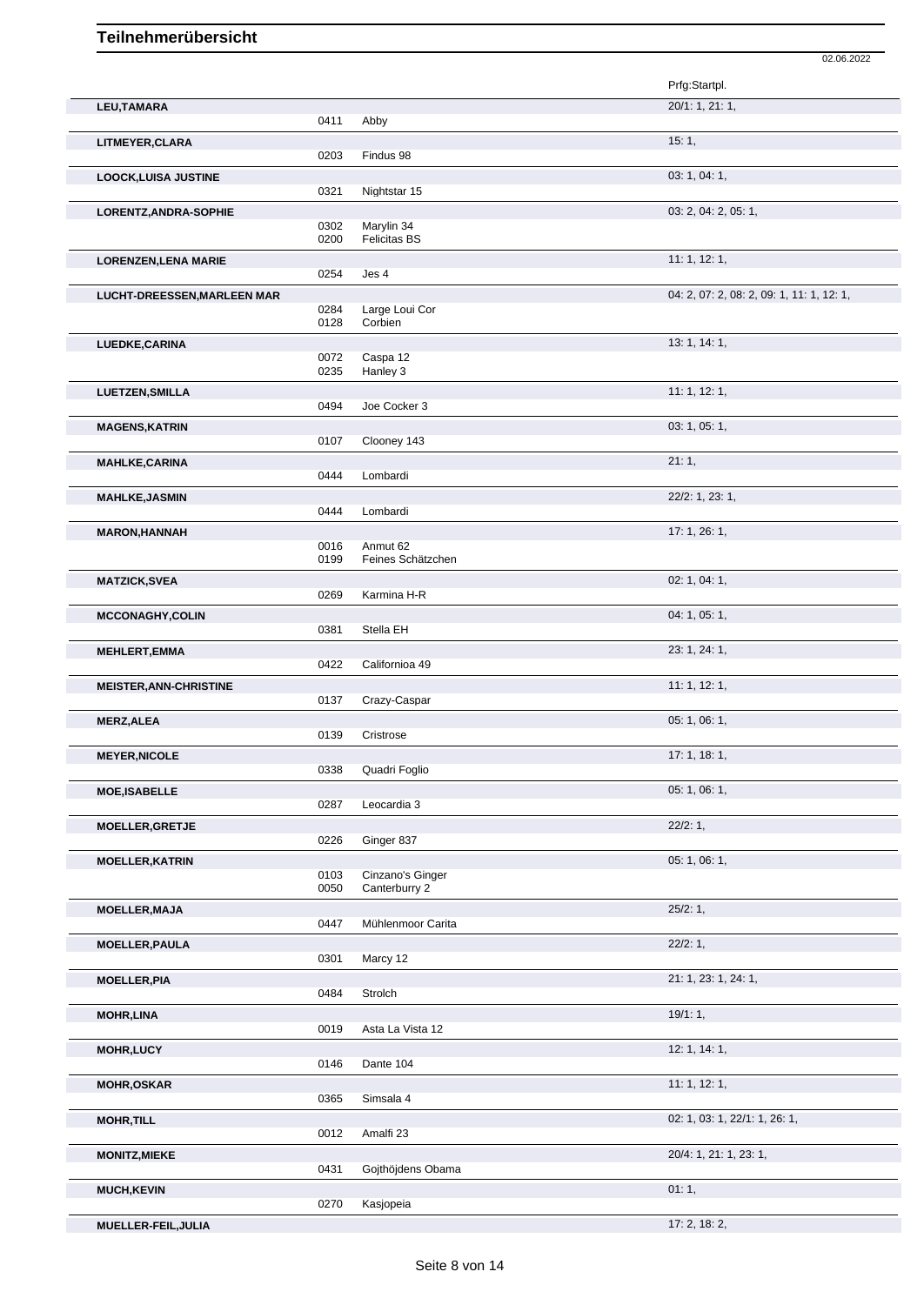# Teilnehmerübersicht

02.06.2022

| Name | Nr. | Pferd | Prfg:Startpl. |
|---|---|---|---|
| **LEU,TAMARA** | | | 20/1: 1, 21: 1, |
| | 0411 | Abby | |
| **LITMEYER,CLARA** | | | 15: 1, |
| | 0203 | Findus 98 | |
| **LOOCK,LUISA JUSTINE** | | | 03: 1, 04: 1, |
| | 0321 | Nightstar 15 | |
| **LORENTZ,ANDRA-SOPHIE** | | | 03: 2, 04: 2, 05: 1, |
| | 0302 | Marylin 34 | |
| | 0200 | Felicitas BS | |
| **LORENZEN,LENA MARIE** | | | 11: 1, 12: 1, |
| | 0254 | Jes 4 | |
| **LUCHT-DREESSEN,MARLEEN MAR** | | | 04: 2, 07: 2, 08: 2, 09: 1, 11: 1, 12: 1, |
| | 0284 | Large Loui Cor | |
| | 0128 | Corbien | |
| **LUEDKE,CARINA** | | | 13: 1, 14: 1, |
| | 0072 | Caspa 12 | |
| | 0235 | Hanley 3 | |
| **LUETZEN,SMILLA** | | | 11: 1, 12: 1, |
| | 0494 | Joe Cocker 3 | |
| **MAGENS,KATRIN** | | | 03: 1, 05: 1, |
| | 0107 | Clooney 143 | |
| **MAHLKE,CARINA** | | | 21: 1, |
| | 0444 | Lombardi | |
| **MAHLKE,JASMIN** | | | 22/2: 1, 23: 1, |
| | 0444 | Lombardi | |
| **MARON,HANNAH** | | | 17: 1, 26: 1, |
| | 0016 | Anmut 62 | |
| | 0199 | Feines Schätzchen | |
| **MATZICK,SVEA** | | | 02: 1, 04: 1, |
| | 0269 | Karmina H-R | |
| **MCCONAGHY,COLIN** | | | 04: 1, 05: 1, |
| | 0381 | Stella EH | |
| **MEHLERT,EMMA** | | | 23: 1, 24: 1, |
| | 0422 | Californioa 49 | |
| **MEISTER,ANN-CHRISTINE** | | | 11: 1, 12: 1, |
| | 0137 | Crazy-Caspar | |
| **MERZ,ALEA** | | | 05: 1, 06: 1, |
| | 0139 | Cristrose | |
| **MEYER,NICOLE** | | | 17: 1, 18: 1, |
| | 0338 | Quadri Foglio | |
| **MOE,ISABELLE** | | | 05: 1, 06: 1, |
| | 0287 | Leocardia 3 | |
| **MOELLER,GRETJE** | | | 22/2: 1, |
| | 0226 | Ginger 837 | |
| **MOELLER,KATRIN** | | | 05: 1, 06: 1, |
| | 0103 | Cinzano's Ginger | |
| | 0050 | Canterburry 2 | |
| **MOELLER,MAJA** | | | 25/2: 1, |
| | 0447 | Mühlenmoor Carita | |
| **MOELLER,PAULA** | | | 22/2: 1, |
| | 0301 | Marcy 12 | |
| **MOELLER,PIA** | | | 21: 1, 23: 1, 24: 1, |
| | 0484 | Strolch | |
| **MOHR,LINA** | | | 19/1: 1, |
| | 0019 | Asta La Vista 12 | |
| **MOHR,LUCY** | | | 12: 1, 14: 1, |
| | 0146 | Dante 104 | |
| **MOHR,OSKAR** | | | 11: 1, 12: 1, |
| | 0365 | Simsala 4 | |
| **MOHR,TILL** | | | 02: 1, 03: 1, 22/1: 1, 26: 1, |
| | 0012 | Amalfi 23 | |
| **MONITZ,MIEKE** | | | 20/4: 1, 21: 1, 23: 1, |
| | 0431 | Gojthöjdens Obama | |
| **MUCH,KEVIN** | | | 01: 1, |
| | 0270 | Kasjopeia | |
| **MUELLER-FEIL,JULIA** | | | 17: 2, 18: 2, |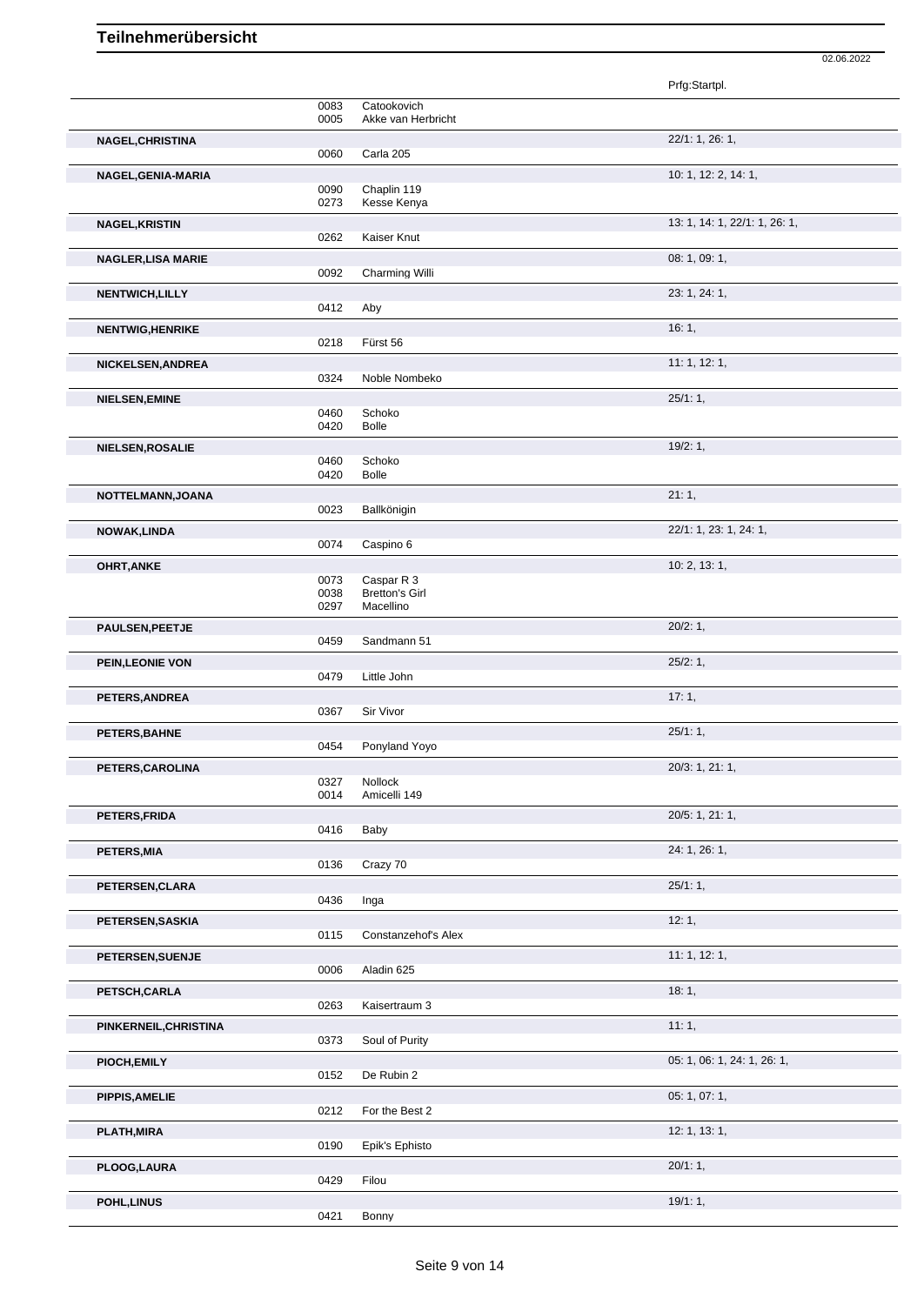# Teilnehmerübersicht

02.06.2022

| Name | Nr. | Pferd | Prfg:Startpl. |
|---|---|---|---|
| | 0083 | Catookovich | |
| | 0005 | Akke van Herbricht | |
| **NAGEL,CHRISTINA** | | | 22/1: 1, 26: 1, |
| | 0060 | Carla 205 | |
| **NAGEL,GENIA-MARIA** | | | 10: 1, 12: 2, 14: 1, |
| | 0090 | Chaplin 119 | |
| | 0273 | Kesse Kenya | |
| **NAGEL,KRISTIN** | | | 13: 1, 14: 1, 22/1: 1, 26: 1, |
| | 0262 | Kaiser Knut | |
| **NAGLER,LISA MARIE** | | | 08: 1, 09: 1, |
| | 0092 | Charming Willi | |
| **NENTWICH,LILLY** | | | 23: 1, 24: 1, |
| | 0412 | Aby | |
| **NENTWIG,HENRIKE** | | | 16: 1, |
| | 0218 | Fürst 56 | |
| **NICKELSEN,ANDREA** | | | 11: 1, 12: 1, |
| | 0324 | Noble Nombeko | |
| **NIELSEN,EMINE** | | | 25/1: 1, |
| | 0460 | Schoko | |
| | 0420 | Bolle | |
| **NIELSEN,ROSALIE** | | | 19/2: 1, |
| | 0460 | Schoko | |
| | 0420 | Bolle | |
| **NOTTELMANN,JOANA** | | | 21: 1, |
| | 0023 | Ballkönigin | |
| **NOWAK,LINDA** | | | 22/1: 1, 23: 1, 24: 1, |
| | 0074 | Caspino 6 | |
| **OHRT,ANKE** | | | 10: 2, 13: 1, |
| | 0073 | Caspar R 3 | |
| | 0038 | Bretton's Girl | |
| | 0297 | Macellino | |
| **PAULSEN,PEETJE** | | | 20/2: 1, |
| | 0459 | Sandmann 51 | |
| **PEIN,LEONIE VON** | | | 25/2: 1, |
| | 0479 | Little John | |
| **PETERS,ANDREA** | | | 17: 1, |
| | 0367 | Sir Vivor | |
| **PETERS,BAHNE** | | | 25/1: 1, |
| | 0454 | Ponyland Yoyo | |
| **PETERS,CAROLINA** | | | 20/3: 1, 21: 1, |
| | 0327 | Nollock | |
| | 0014 | Amicelli 149 | |
| **PETERS,FRIDA** | | | 20/5: 1, 21: 1, |
| | 0416 | Baby | |
| **PETERS,MIA** | | | 24: 1, 26: 1, |
| | 0136 | Crazy 70 | |
| **PETERSEN,CLARA** | | | 25/1: 1, |
| | 0436 | Inga | |
| **PETERSEN,SASKIA** | | | 12: 1, |
| | 0115 | Constanzehof's Alex | |
| **PETERSEN,SUENJE** | | | 11: 1, 12: 1, |
| | 0006 | Aladin 625 | |
| **PETSCH,CARLA** | | | 18: 1, |
| | 0263 | Kaisertraum 3 | |
| **PINKERNEIL,CHRISTINA** | | | 11: 1, |
| | 0373 | Soul of Purity | |
| **PIOCH,EMILY** | | | 05: 1, 06: 1, 24: 1, 26: 1, |
| | 0152 | De Rubin 2 | |
| **PIPPIS,AMELIE** | | | 05: 1, 07: 1, |
| | 0212 | For the Best 2 | |
| **PLATH,MIRA** | | | 12: 1, 13: 1, |
| | 0190 | Epik's Ephisto | |
| **PLOOG,LAURA** | | | 20/1: 1, |
| | 0429 | Filou | |
| **POHL,LINUS** | | | 19/1: 1, |
| | 0421 | Bonny | |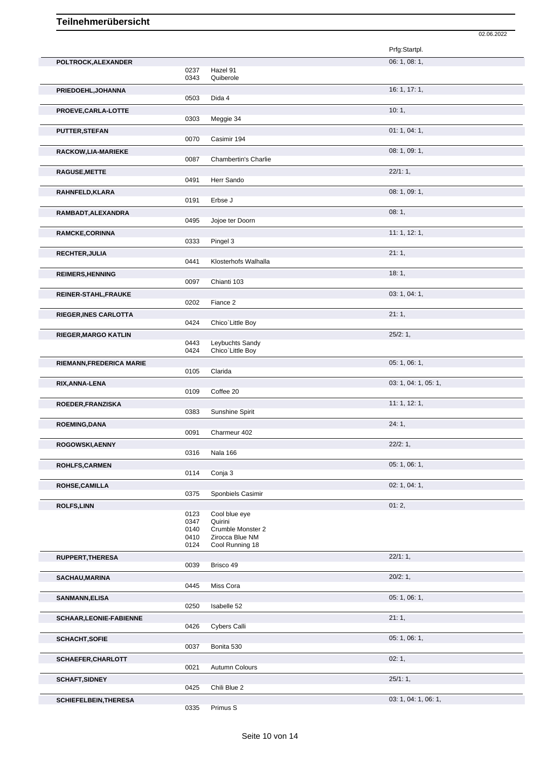# Teilnehmerübersicht

02.06.2022

| Name | Nr. | Pferd | Prfg:Startpl. |
|---|---|---|---|
| POLTROCK,ALEXANDER | | | 06: 1, 08: 1, |
| | 0237 | Hazel 91 | |
| | 0343 | Quiberole | |
| PRIEDOEHL,JOHANNA | | | 16: 1, 17: 1, |
| | 0503 | Dida 4 | |
| PROEVE,CARLA-LOTTE | | | 10: 1, |
| | 0303 | Meggie 34 | |
| PUTTER,STEFAN | | | 01: 1, 04: 1, |
| | 0070 | Casimir 194 | |
| RACKOW,LIA-MARIEKE | | | 08: 1, 09: 1, |
| | 0087 | Chambertin's Charlie | |
| RAGUSE,METTE | | | 22/1: 1, |
| | 0491 | Herr Sando | |
| RAHNFELD,KLARA | | | 08: 1, 09: 1, |
| | 0191 | Erbse J | |
| RAMBADT,ALEXANDRA | | | 08: 1, |
| | 0495 | Jojoe ter Doorn | |
| RAMCKE,CORINNA | | | 11: 1, 12: 1, |
| | 0333 | Pingel 3 | |
| RECHTER,JULIA | | | 21: 1, |
| | 0441 | Klosterhofs Walhalla | |
| REIMERS,HENNING | | | 18: 1, |
| | 0097 | Chianti 103 | |
| REINER-STAHL,FRAUKE | | | 03: 1, 04: 1, |
| | 0202 | Fiance 2 | |
| RIEGER,INES CARLOTTA | | | 21: 1, |
| | 0424 | Chico`Little Boy | |
| RIEGER,MARGO KATLIN | | | 25/2: 1, |
| | 0443 | Leybuchts Sandy | |
| | 0424 | Chico`Little Boy | |
| RIEMANN,FREDERICA MARIE | | | 05: 1, 06: 1, |
| | 0105 | Clarida | |
| RIX,ANNA-LENA | | | 03: 1, 04: 1, 05: 1, |
| | 0109 | Coffee 20 | |
| ROEDER,FRANZISKA | | | 11: 1, 12: 1, |
| | 0383 | Sunshine Spirit | |
| ROEMING,DANA | | | 24: 1, |
| | 0091 | Charmeur 402 | |
| ROGOWSKI,AENNY | | | 22/2: 1, |
| | 0316 | Nala 166 | |
| ROHLFS,CARMEN | | | 05: 1, 06: 1, |
| | 0114 | Conja 3 | |
| ROHSE,CAMILLA | | | 02: 1, 04: 1, |
| | 0375 | Sponbiels Casimir | |
| ROLFS,LINN | | | 01: 2, |
| | 0123 | Cool blue eye | |
| | 0347 | Quirini | |
| | 0140 | Crumble Monster 2 | |
| | 0410 | Zirocca Blue NM | |
| | 0124 | Cool Running 18 | |
| RUPPERT,THERESA | | | 22/1: 1, |
| | 0039 | Brisco 49 | |
| SACHAU,MARINA | | | 20/2: 1, |
| | 0445 | Miss Cora | |
| SANMANN,ELISA | | | 05: 1, 06: 1, |
| | 0250 | Isabelle 52 | |
| SCHAAR,LEONIE-FABIENNE | | | 21: 1, |
| | 0426 | Cybers Calli | |
| SCHACHT,SOFIE | | | 05: 1, 06: 1, |
| | 0037 | Bonita 530 | |
| SCHAEFER,CHARLOTT | | | 02: 1, |
| | 0021 | Autumn Colours | |
| SCHAFT,SIDNEY | | | 25/1: 1, |
| | 0425 | Chili Blue 2 | |
| SCHIEFELBEIN,THERESA | | | 03: 1, 04: 1, 06: 1, |
| | 0335 | Primus S | |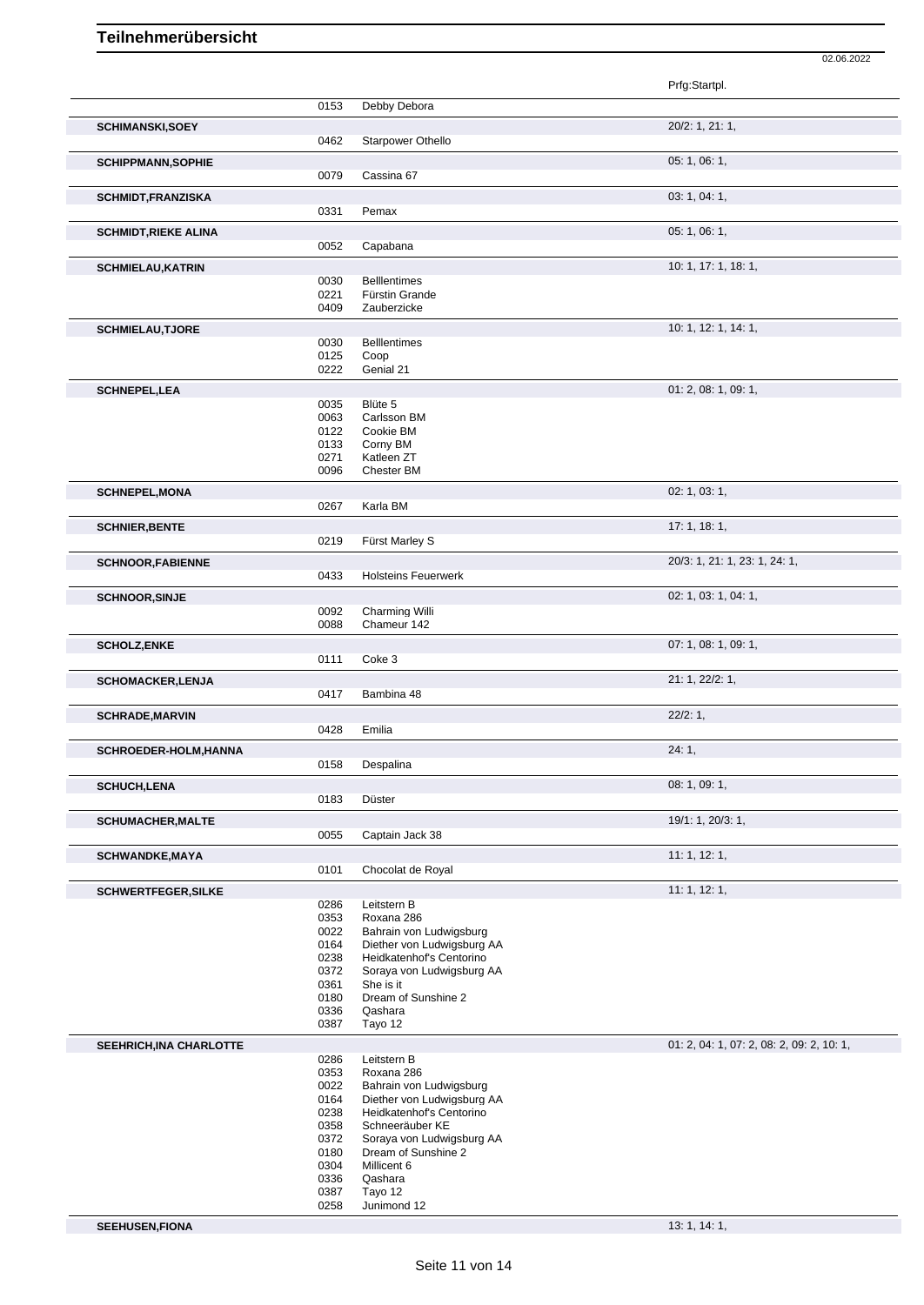# Teilnehmerübersicht

02.06.2022

| Name | Nr. | Pferd | Prfg:Startpl. |
|---|---|---|---|
| | 0153 | Debby Debora | |
| **SCHIMANSKI,SOEY** | | | 20/2: 1, 21: 1, |
| | 0462 | Starpower Othello | |
| **SCHIPPMANN,SOPHIE** | | | 05: 1, 06: 1, |
| | 0079 | Cassina 67 | |
| **SCHMIDT,FRANZISKA** | | | 03: 1, 04: 1, |
| | 0331 | Pemax | |
| **SCHMIDT,RIEKE ALINA** | | | 05: 1, 06: 1, |
| | 0052 | Capabana | |
| **SCHMIELAU,KATRIN** | | | 10: 1, 17: 1, 18: 1, |
| | 0030 | Belllentimes | |
| | 0221 | Fürstin Grande | |
| | 0409 | Zauberzicke | |
| **SCHMIELAU,TJORE** | | | 10: 1, 12: 1, 14: 1, |
| | 0030 | Belllentimes | |
| | 0125 | Coop | |
| | 0222 | Genial 21 | |
| **SCHNEPEL,LEA** | | | 01: 2, 08: 1, 09: 1, |
| | 0035 | Blüte 5 | |
| | 0063 | Carlsson BM | |
| | 0122 | Cookie BM | |
| | 0133 | Corny BM | |
| | 0271 | Katleen ZT | |
| | 0096 | Chester BM | |
| **SCHNEPEL,MONA** | | | 02: 1, 03: 1, |
| | 0267 | Karla BM | |
| **SCHNIER,BENTE** | | | 17: 1, 18: 1, |
| | 0219 | Fürst Marley S | |
| **SCHNOOR,FABIENNE** | | | 20/3: 1, 21: 1, 23: 1, 24: 1, |
| | 0433 | Holsteins Feuerwerk | |
| **SCHNOOR,SINJE** | | | 02: 1, 03: 1, 04: 1, |
| | 0092 | Charming Willi | |
| | 0088 | Chameur 142 | |
| **SCHOLZ,ENKE** | | | 07: 1, 08: 1, 09: 1, |
| | 0111 | Coke 3 | |
| **SCHOMACKER,LENJA** | | | 21: 1, 22/2: 1, |
| | 0417 | Bambina 48 | |
| **SCHRADE,MARVIN** | | | 22/2: 1, |
| | 0428 | Emilia | |
| **SCHROEDER-HOLM,HANNA** | | | 24: 1, |
| | 0158 | Despalina | |
| **SCHUCH,LENA** | | | 08: 1, 09: 1, |
| | 0183 | Düster | |
| **SCHUMACHER,MALTE** | | | 19/1: 1, 20/3: 1, |
| | 0055 | Captain Jack 38 | |
| **SCHWANDKE,MAYA** | | | 11: 1, 12: 1, |
| | 0101 | Chocolat de Royal | |
| **SCHWERTFEGER,SILKE** | | | 11: 1, 12: 1, |
| | 0286 | Leitstern B | |
| | 0353 | Roxana 286 | |
| | 0022 | Bahrain von Ludwigsburg | |
| | 0164 | Diether von Ludwigsburg AA | |
| | 0238 | Heidkatenhof's Centorino | |
| | 0372 | Soraya von Ludwigsburg AA | |
| | 0361 | She is it | |
| | 0180 | Dream of Sunshine 2 | |
| | 0336 | Qashara | |
| | 0387 | Tayo 12 | |
| **SEEHRICH,INA CHARLOTTE** | | | 01: 2, 04: 1, 07: 2, 08: 2, 09: 2, 10: 1, |
| | 0286 | Leitstern B | |
| | 0353 | Roxana 286 | |
| | 0022 | Bahrain von Ludwigsburg | |
| | 0164 | Diether von Ludwigsburg AA | |
| | 0238 | Heidkatenhof's Centorino | |
| | 0358 | Schneeräuber KE | |
| | 0372 | Soraya von Ludwigsburg AA | |
| | 0180 | Dream of Sunshine 2 | |
| | 0304 | Millicent 6 | |
| | 0336 | Qashara | |
| | 0387 | Tayo 12 | |
| | 0258 | Junimond 12 | |
| **SEEHUSEN,FIONA** | | | 13: 1, 14: 1, |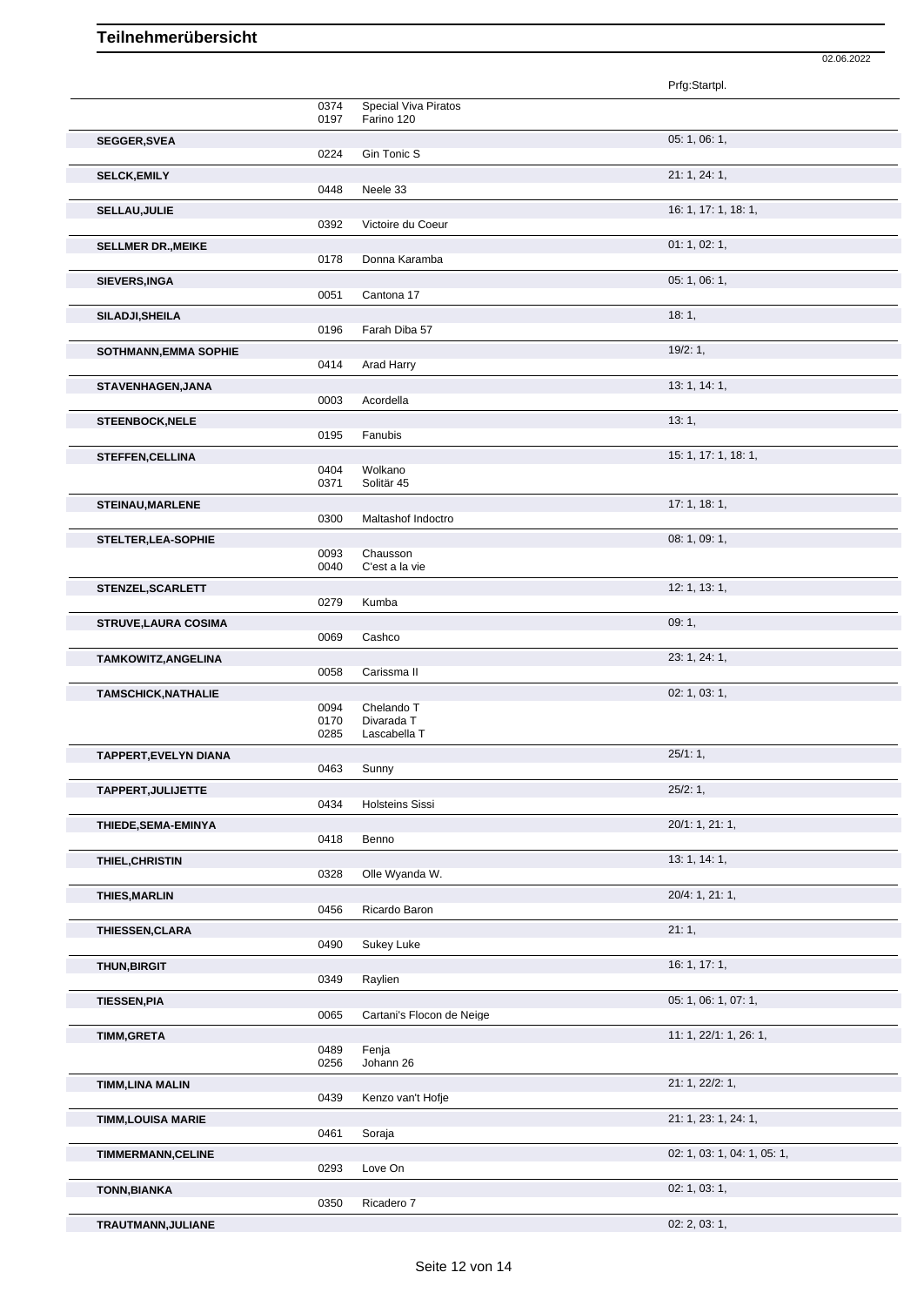# Teilnehmerübersicht

02.06.2022

| Name | Nr. | Pferd | Prfg:Startpl. |
|---|---|---|---|
| | 0374 | Special Viva Piratos | |
| | 0197 | Farino 120 | |
| **SEGGER,SVEA** | | | 05: 1, 06: 1, |
| | 0224 | Gin Tonic S | |
| **SELCK,EMILY** | | | 21: 1, 24: 1, |
| | 0448 | Neele 33 | |
| **SELLAU,JULIE** | | | 16: 1, 17: 1, 18: 1, |
| | 0392 | Victoire du Coeur | |
| **SELLMER DR.,MEIKE** | | | 01: 1, 02: 1, |
| | 0178 | Donna Karamba | |
| **SIEVERS,INGA** | | | 05: 1, 06: 1, |
| | 0051 | Cantona 17 | |
| **SILADJI,SHEILA** | | | 18: 1, |
| | 0196 | Farah Diba 57 | |
| **SOTHMANN,EMMA SOPHIE** | | | 19/2: 1, |
| | 0414 | Arad Harry | |
| **STAVENHAGEN,JANA** | | | 13: 1, 14: 1, |
| | 0003 | Acordella | |
| **STEENBOCK,NELE** | | | 13: 1, |
| | 0195 | Fanubis | |
| **STEFFEN,CELLINA** | | | 15: 1, 17: 1, 18: 1, |
| | 0404 | Wolkano | |
| | 0371 | Solitär 45 | |
| **STEINAU,MARLENE** | | | 17: 1, 18: 1, |
| | 0300 | Maltashof Indoctro | |
| **STELTER,LEA-SOPHIE** | | | 08: 1, 09: 1, |
| | 0093 | Chausson | |
| | 0040 | C'est a la vie | |
| **STENZEL,SCARLETT** | | | 12: 1, 13: 1, |
| | 0279 | Kumba | |
| **STRUVE,LAURA COSIMA** | | | 09: 1, |
| | 0069 | Cashco | |
| **TAMKOWITZ,ANGELINA** | | | 23: 1, 24: 1, |
| | 0058 | Carissma II | |
| **TAMSCHICK,NATHALIE** | | | 02: 1, 03: 1, |
| | 0094 | Chelando T | |
| | 0170 | Divarada T | |
| | 0285 | Lascabella T | |
| **TAPPERT,EVELYN DIANA** | | | 25/1: 1, |
| | 0463 | Sunny | |
| **TAPPERT,JULIJETTE** | | | 25/2: 1, |
| | 0434 | Holsteins Sissi | |
| **THIEDE,SEMA-EMINYA** | | | 20/1: 1, 21: 1, |
| | 0418 | Benno | |
| **THIEL,CHRISTIN** | | | 13: 1, 14: 1, |
| | 0328 | Olle Wyanda W. | |
| **THIES,MARLIN** | | | 20/4: 1, 21: 1, |
| | 0456 | Ricardo Baron | |
| **THIESSEN,CLARA** | | | 21: 1, |
| | 0490 | Sukey Luke | |
| **THUN,BIRGIT** | | | 16: 1, 17: 1, |
| | 0349 | Raylien | |
| **TIESSEN,PIA** | | | 05: 1, 06: 1, 07: 1, |
| | 0065 | Cartani's Flocon de Neige | |
| **TIMM,GRETA** | | | 11: 1, 22/1: 1, 26: 1, |
| | 0489 | Fenja | |
| | 0256 | Johann 26 | |
| **TIMM,LINA MALIN** | | | 21: 1, 22/2: 1, |
| | 0439 | Kenzo van't Hofje | |
| **TIMM,LOUISA MARIE** | | | 21: 1, 23: 1, 24: 1, |
| | 0461 | Soraja | |
| **TIMMERMANN,CELINE** | | | 02: 1, 03: 1, 04: 1, 05: 1, |
| | 0293 | Love On | |
| **TONN,BIANKA** | | | 02: 1, 03: 1, |
| | 0350 | Ricadero 7 | |
| **TRAUTMANN,JULIANE** | | | 02: 2, 03: 1, |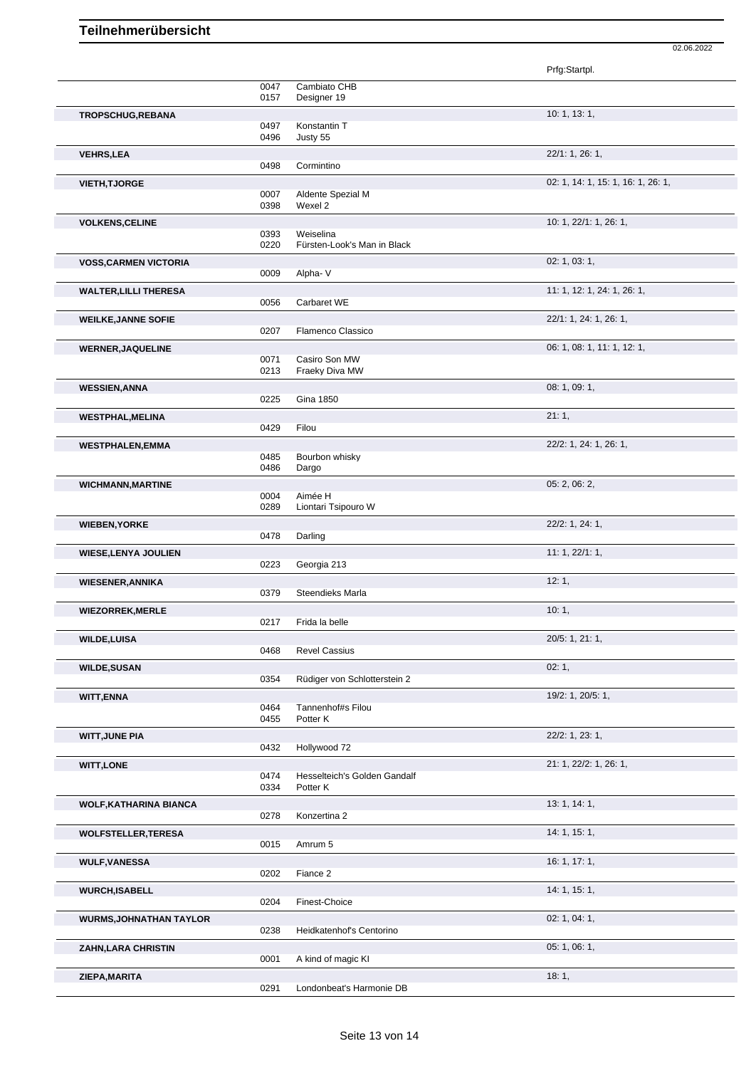# Teilnehmerübersicht

02.06.2022

| Teilnehmer | Nr. | Pferd | Prfg:Startpl. |
|---|---|---|---|
| | 0047 | Cambiato CHB | |
| | 0157 | Designer 19 | |
| **TROPSCHUG,REBANA** | | | 10: 1, 13: 1, |
| | 0497 | Konstantin T | |
| | 0496 | Justy 55 | |
| **VEHRS,LEA** | | | 22/1: 1, 26: 1, |
| | 0498 | Cormintino | |
| **VIETH,TJORGE** | | | 02: 1, 14: 1, 15: 1, 16: 1, 26: 1, |
| | 0007 | Aldente Spezial M | |
| | 0398 | Wexel 2 | |
| **VOLKENS,CELINE** | | | 10: 1, 22/1: 1, 26: 1, |
| | 0393 | Weiselina | |
| | 0220 | Fürsten-Look's Man in Black | |
| **VOSS,CARMEN VICTORIA** | | | 02: 1, 03: 1, |
| | 0009 | Alpha- V | |
| **WALTER,LILLI THERESA** | | | 11: 1, 12: 1, 24: 1, 26: 1, |
| | 0056 | Carbaret WE | |
| **WEILKE,JANNE SOFIE** | | | 22/1: 1, 24: 1, 26: 1, |
| | 0207 | Flamenco Classico | |
| **WERNER,JAQUELINE** | | | 06: 1, 08: 1, 11: 1, 12: 1, |
| | 0071 | Casiro Son MW | |
| | 0213 | Fraeky Diva MW | |
| **WESSIEN,ANNA** | | | 08: 1, 09: 1, |
| | 0225 | Gina 1850 | |
| **WESTPHAL,MELINA** | | | 21: 1, |
| | 0429 | Filou | |
| **WESTPHALEN,EMMA** | | | 22/2: 1, 24: 1, 26: 1, |
| | 0485 | Bourbon whisky | |
| | 0486 | Dargo | |
| **WICHMANN,MARTINE** | | | 05: 2, 06: 2, |
| | 0004 | Aimée H | |
| | 0289 | Liontari Tsipouro W | |
| **WIEBEN,YORKE** | | | 22/2: 1, 24: 1, |
| | 0478 | Darling | |
| **WIESE,LENYA JOULIEN** | | | 11: 1, 22/1: 1, |
| | 0223 | Georgia 213 | |
| **WIESENER,ANNIKA** | | | 12: 1, |
| | 0379 | Steendieks Marla | |
| **WIEZORREK,MERLE** | | | 10: 1, |
| | 0217 | Frida la belle | |
| **WILDE,LUISA** | | | 20/5: 1, 21: 1, |
| | 0468 | Revel Cassius | |
| **WILDE,SUSAN** | | | 02: 1, |
| | 0354 | Rüdiger von Schlotterstein 2 | |
| **WITT,ENNA** | | | 19/2: 1, 20/5: 1, |
| | 0464 | Tannenhof#s Filou | |
| | 0455 | Potter K | |
| **WITT,JUNE PIA** | | | 22/2: 1, 23: 1, |
| | 0432 | Hollywood 72 | |
| **WITT,LONE** | | | 21: 1, 22/2: 1, 26: 1, |
| | 0474 | Hesselteich's Golden Gandalf | |
| | 0334 | Potter K | |
| **WOLF,KATHARINA BIANCA** | | | 13: 1, 14: 1, |
| | 0278 | Konzertina 2 | |
| **WOLFSTELLER,TERESA** | | | 14: 1, 15: 1, |
| | 0015 | Amrum 5 | |
| **WULF,VANESSA** | | | 16: 1, 17: 1, |
| | 0202 | Fiance 2 | |
| **WURCH,ISABELL** | | | 14: 1, 15: 1, |
| | 0204 | Finest-Choice | |
| **WURMS,JOHNATHAN TAYLOR** | | | 02: 1, 04: 1, |
| | 0238 | Heidkatenhof's Centorino | |
| **ZAHN,LARA CHRISTIN** | | | 05: 1, 06: 1, |
| | 0001 | A kind of magic KI | |
| **ZIEPA,MARITA** | | | 18: 1, |
| | 0291 | Londonbeat's Harmonie DB | |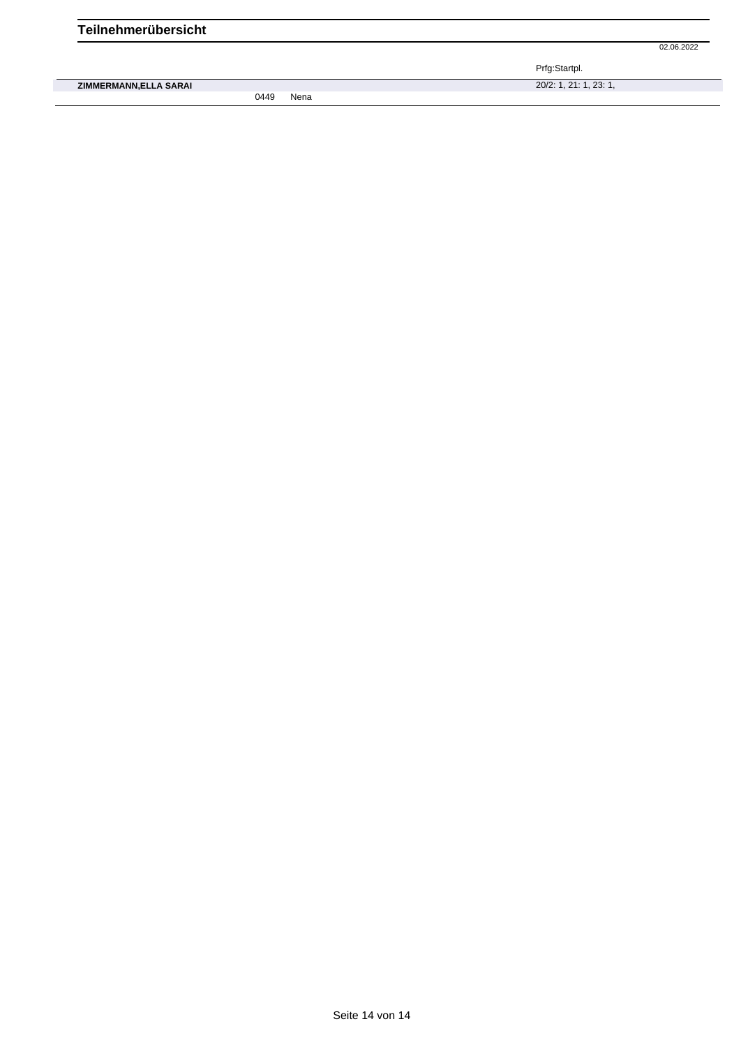# Teilnehmerübersicht

02.06.2022

| | | | Prfg:Startpl. |
|---|---|---|---|
| **ZIMMERMANN,ELLA SARAI** | | | 20/2: 1, 21: 1, 23: 1, |
| | 0449 | Nena | |